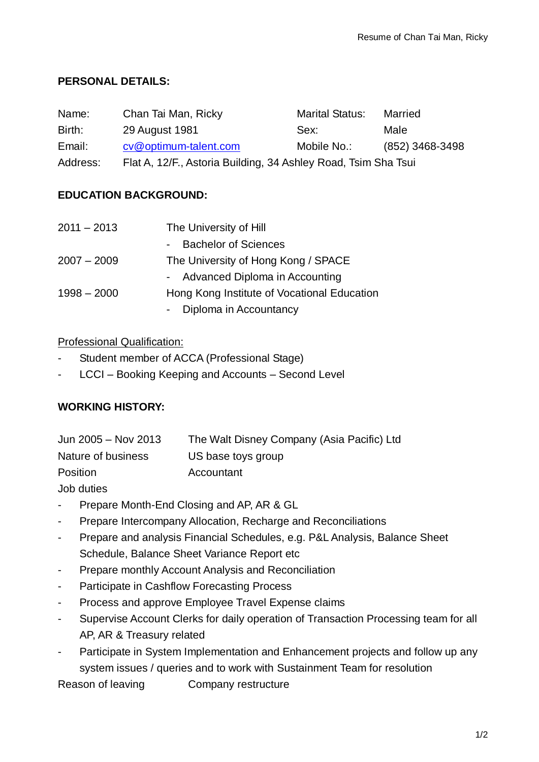## PERSONAL DETAILS:

| | | | |
|---|---|---|---|
| Name: | Chan Tai Man, Ricky | Marital Status: | Married |
| Birth: | 29 August 1981 | Sex: | Male |
| Email: | cv@optimum-talent.com | Mobile No.: | (852) 3468-3498 |
| Address: | Flat A, 12/F., Astoria Building, 34 Ashley Road, Tsim Sha Tsui | | |

## EDUCATION BACKGROUND:

| | |
|---|---|
| 2011 – 2013 | The University of Hill<br>- Bachelor of Sciences |
| 2007 – 2009 | The University of Hong Kong / SPACE<br>- Advanced Diploma in Accounting |
| 1998 – 2000 | Hong Kong Institute of Vocational Education<br>- Diploma in Accountancy |

Professional Qualification:

- Student member of ACCA (Professional Stage)
- LCCI – Booking Keeping and Accounts – Second Level

## WORKING HISTORY:

| | |
|---|---|
| Jun 2005 – Nov 2013 | The Walt Disney Company (Asia Pacific) Ltd |
| Nature of business | US base toys group |
| Position | Accountant |

Job duties

- Prepare Month-End Closing and AP, AR & GL
- Prepare Intercompany Allocation, Recharge and Reconciliations
- Prepare and analysis Financial Schedules, e.g. P&L Analysis, Balance Sheet Schedule, Balance Sheet Variance Report etc
- Prepare monthly Account Analysis and Reconciliation
- Participate in Cashflow Forecasting Process
- Process and approve Employee Travel Expense claims
- Supervise Account Clerks for daily operation of Transaction Processing team for all AP, AR & Treasury related
- Participate in System Implementation and Enhancement projects and follow up any system issues / queries and to work with Sustainment Team for resolution

Reason of leaving Company restructure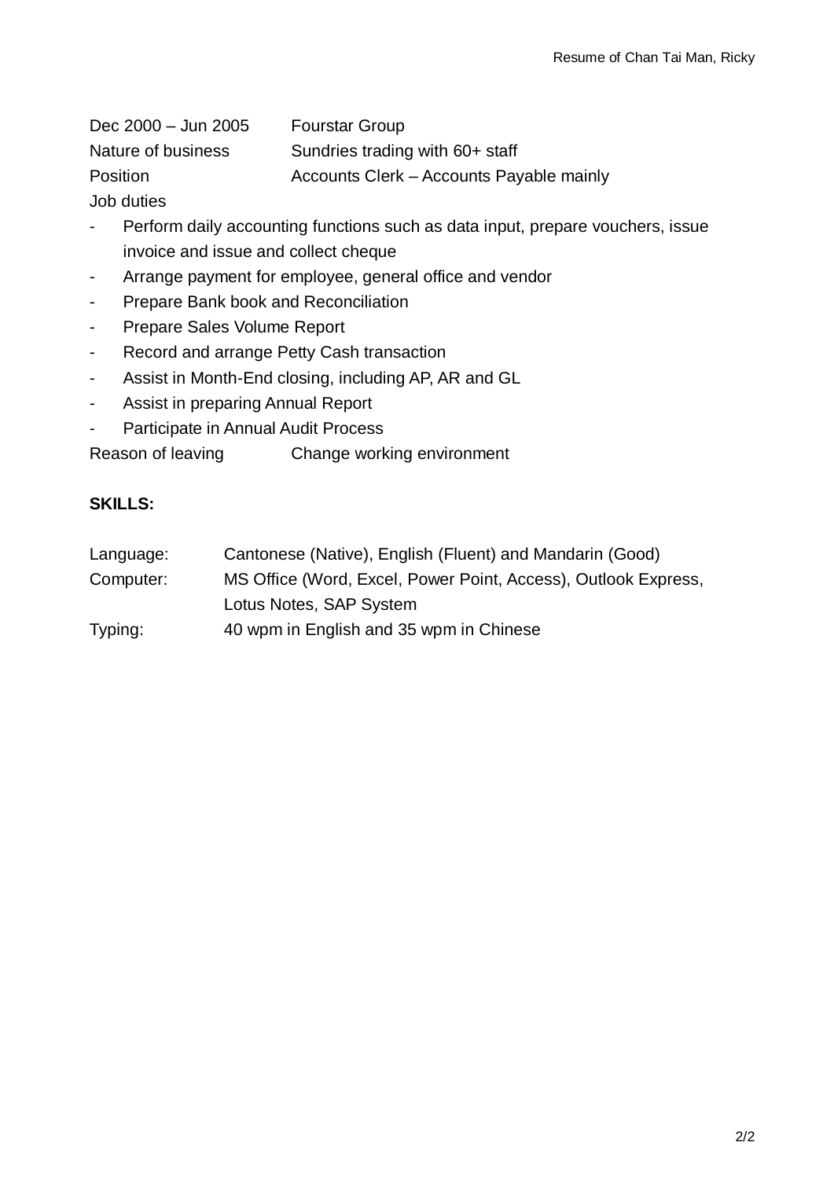| | |
|---|---|
| Dec 2000 – Jun 2005 | Fourstar Group |
| Nature of business | Sundries trading with 60+ staff |
| Position | Accounts Clerk – Accounts Payable mainly |

Job duties

- Perform daily accounting functions such as data input, prepare vouchers, issue invoice and issue and collect cheque
- Arrange payment for employee, general office and vendor
- Prepare Bank book and Reconciliation
- Prepare Sales Volume Report
- Record and arrange Petty Cash transaction
- Assist in Month-End closing, including AP, AR and GL
- Assist in preparing Annual Report
- Participate in Annual Audit Process

Reason of leaving    Change working environment

**SKILLS:**

| | |
|---|---|
| Language: | Cantonese (Native), English (Fluent) and Mandarin (Good) |
| Computer: | MS Office (Word, Excel, Power Point, Access), Outlook Express, Lotus Notes, SAP System |
| Typing: | 40 wpm in English and 35 wpm in Chinese |